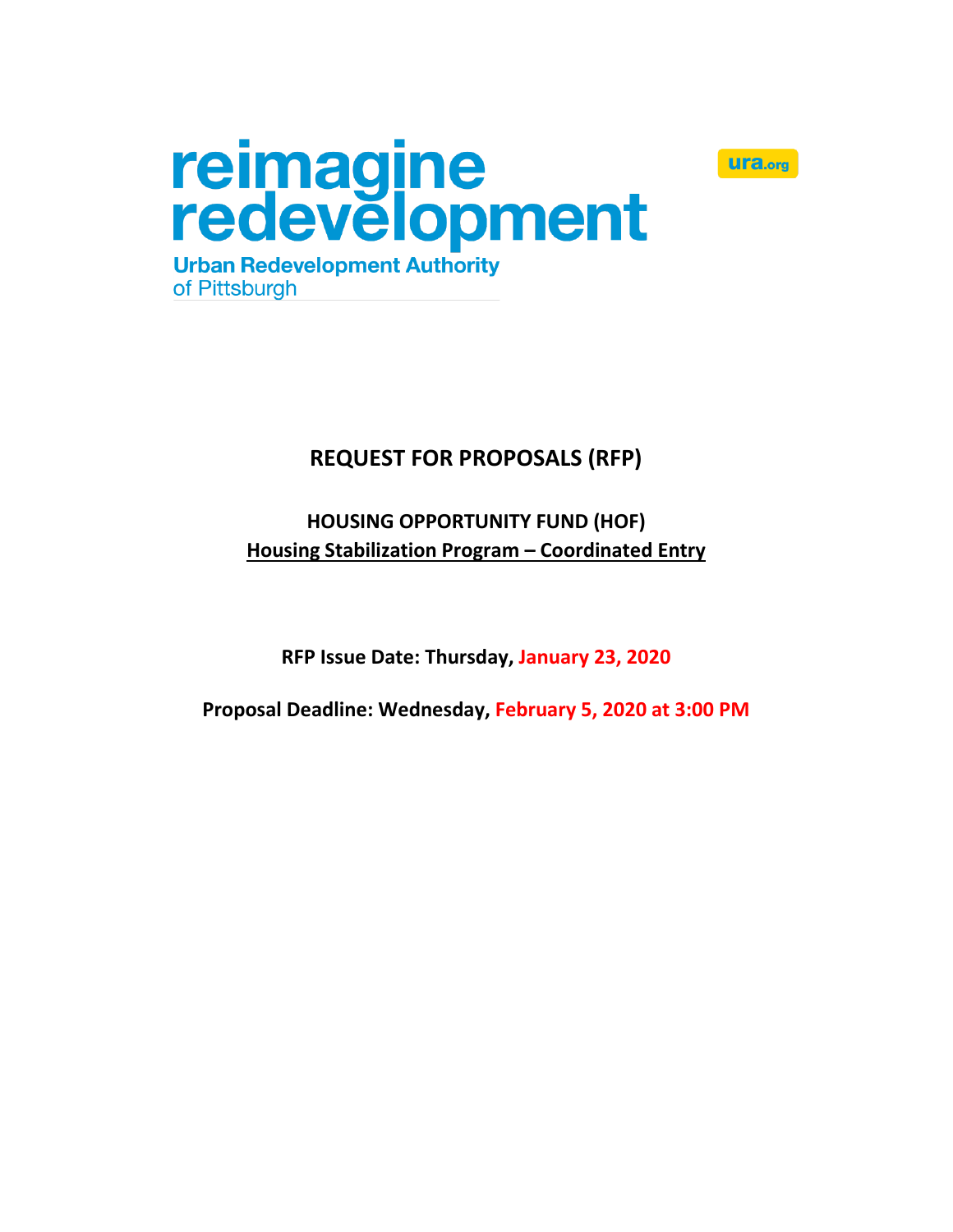reimagine
redevelopment

Urban Redevelopment Authority
of Pittsburgh

ura.org

# REQUEST FOR PROPOSALS (RFP)

## HOUSING OPPORTUNITY FUND (HOF)
## Housing Stabilization Program – Coordinated Entry

**RFP Issue Date: Thursday, January 23, 2020**

**Proposal Deadline: Wednesday, February 5, 2020 at 3:00 PM**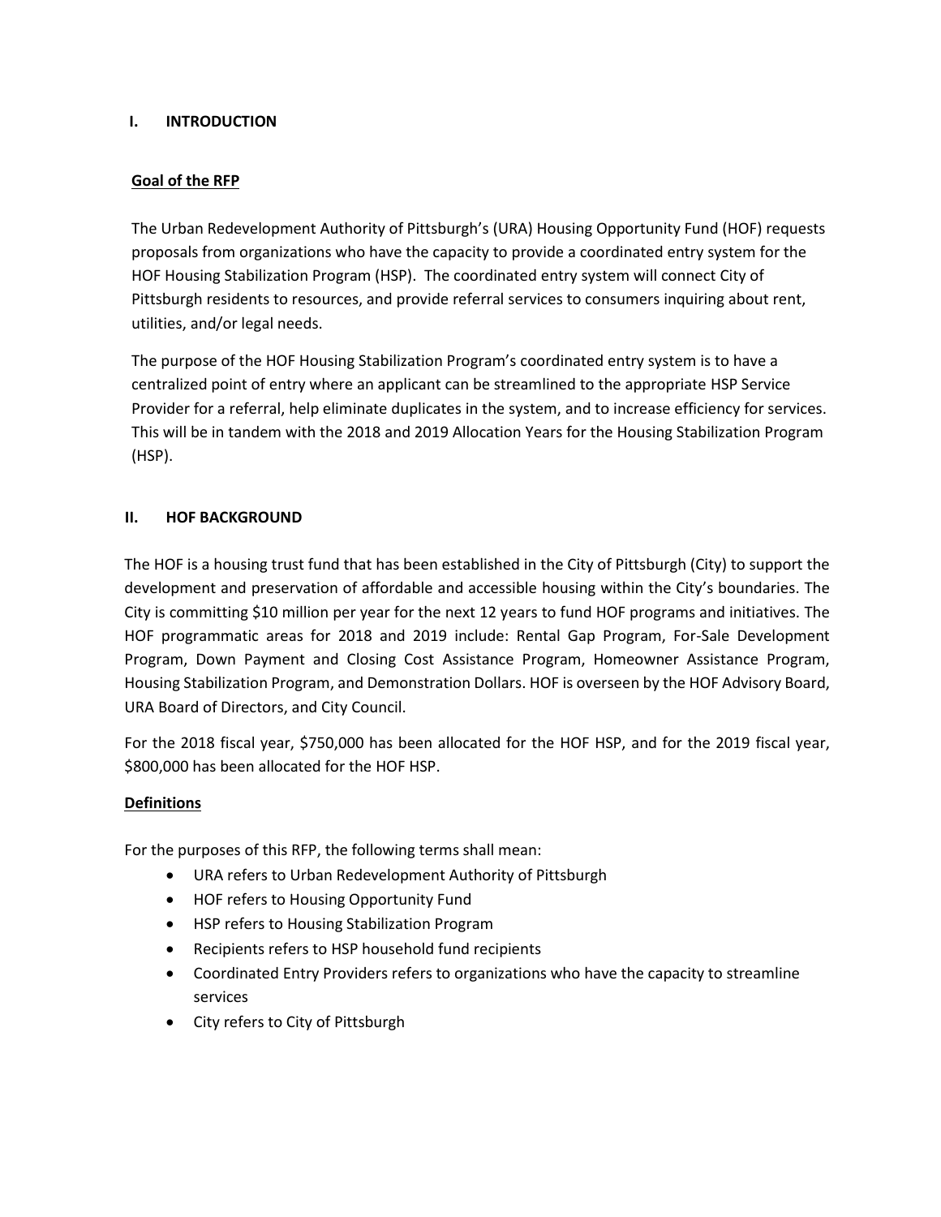## I. INTRODUCTION

### Goal of the RFP

The Urban Redevelopment Authority of Pittsburgh's (URA) Housing Opportunity Fund (HOF) requests proposals from organizations who have the capacity to provide a coordinated entry system for the HOF Housing Stabilization Program (HSP). The coordinated entry system will connect City of Pittsburgh residents to resources, and provide referral services to consumers inquiring about rent, utilities, and/or legal needs.

The purpose of the HOF Housing Stabilization Program's coordinated entry system is to have a centralized point of entry where an applicant can be streamlined to the appropriate HSP Service Provider for a referral, help eliminate duplicates in the system, and to increase efficiency for services. This will be in tandem with the 2018 and 2019 Allocation Years for the Housing Stabilization Program (HSP).

## II. HOF BACKGROUND

The HOF is a housing trust fund that has been established in the City of Pittsburgh (City) to support the development and preservation of affordable and accessible housing within the City's boundaries. The City is committing $10 million per year for the next 12 years to fund HOF programs and initiatives. The HOF programmatic areas for 2018 and 2019 include: Rental Gap Program, For-Sale Development Program, Down Payment and Closing Cost Assistance Program, Homeowner Assistance Program, Housing Stabilization Program, and Demonstration Dollars. HOF is overseen by the HOF Advisory Board, URA Board of Directors, and City Council.

For the 2018 fiscal year, $750,000 has been allocated for the HOF HSP, and for the 2019 fiscal year, $800,000 has been allocated for the HOF HSP.

### Definitions

For the purposes of this RFP, the following terms shall mean:

- URA refers to Urban Redevelopment Authority of Pittsburgh
- HOF refers to Housing Opportunity Fund
- HSP refers to Housing Stabilization Program
- Recipients refers to HSP household fund recipients
- Coordinated Entry Providers refers to organizations who have the capacity to streamline services
- City refers to City of Pittsburgh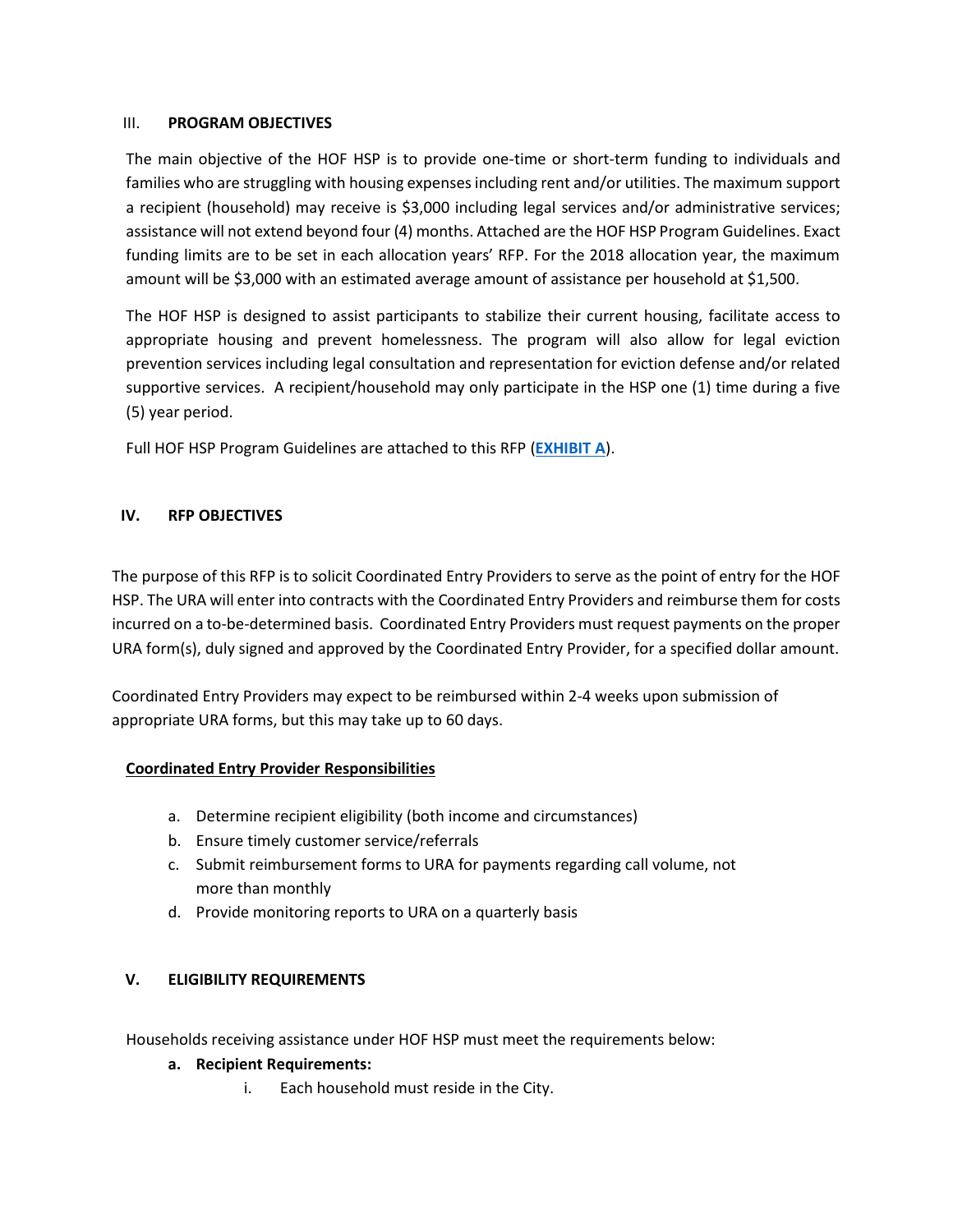## III. PROGRAM OBJECTIVES

The main objective of the HOF HSP is to provide one-time or short-term funding to individuals and families who are struggling with housing expenses including rent and/or utilities. The maximum support a recipient (household) may receive is $3,000 including legal services and/or administrative services; assistance will not extend beyond four (4) months. Attached are the HOF HSP Program Guidelines. Exact funding limits are to be set in each allocation years' RFP. For the 2018 allocation year, the maximum amount will be $3,000 with an estimated average amount of assistance per household at $1,500.

The HOF HSP is designed to assist participants to stabilize their current housing, facilitate access to appropriate housing and prevent homelessness. The program will also allow for legal eviction prevention services including legal consultation and representation for eviction defense and/or related supportive services. A recipient/household may only participate in the HSP one (1) time during a five (5) year period.

Full HOF HSP Program Guidelines are attached to this RFP (**EXHIBIT A**).

## IV. RFP OBJECTIVES

The purpose of this RFP is to solicit Coordinated Entry Providers to serve as the point of entry for the HOF HSP. The URA will enter into contracts with the Coordinated Entry Providers and reimburse them for costs incurred on a to-be-determined basis. Coordinated Entry Providers must request payments on the proper URA form(s), duly signed and approved by the Coordinated Entry Provider, for a specified dollar amount.

Coordinated Entry Providers may expect to be reimbursed within 2-4 weeks upon submission of appropriate URA forms, but this may take up to 60 days.

**Coordinated Entry Provider Responsibilities**

a. Determine recipient eligibility (both income and circumstances)
b. Ensure timely customer service/referrals
c. Submit reimbursement forms to URA for payments regarding call volume, not more than monthly
d. Provide monitoring reports to URA on a quarterly basis

## V. ELIGIBILITY REQUIREMENTS

Households receiving assistance under HOF HSP must meet the requirements below:

**a. Recipient Requirements:**

i. Each household must reside in the City.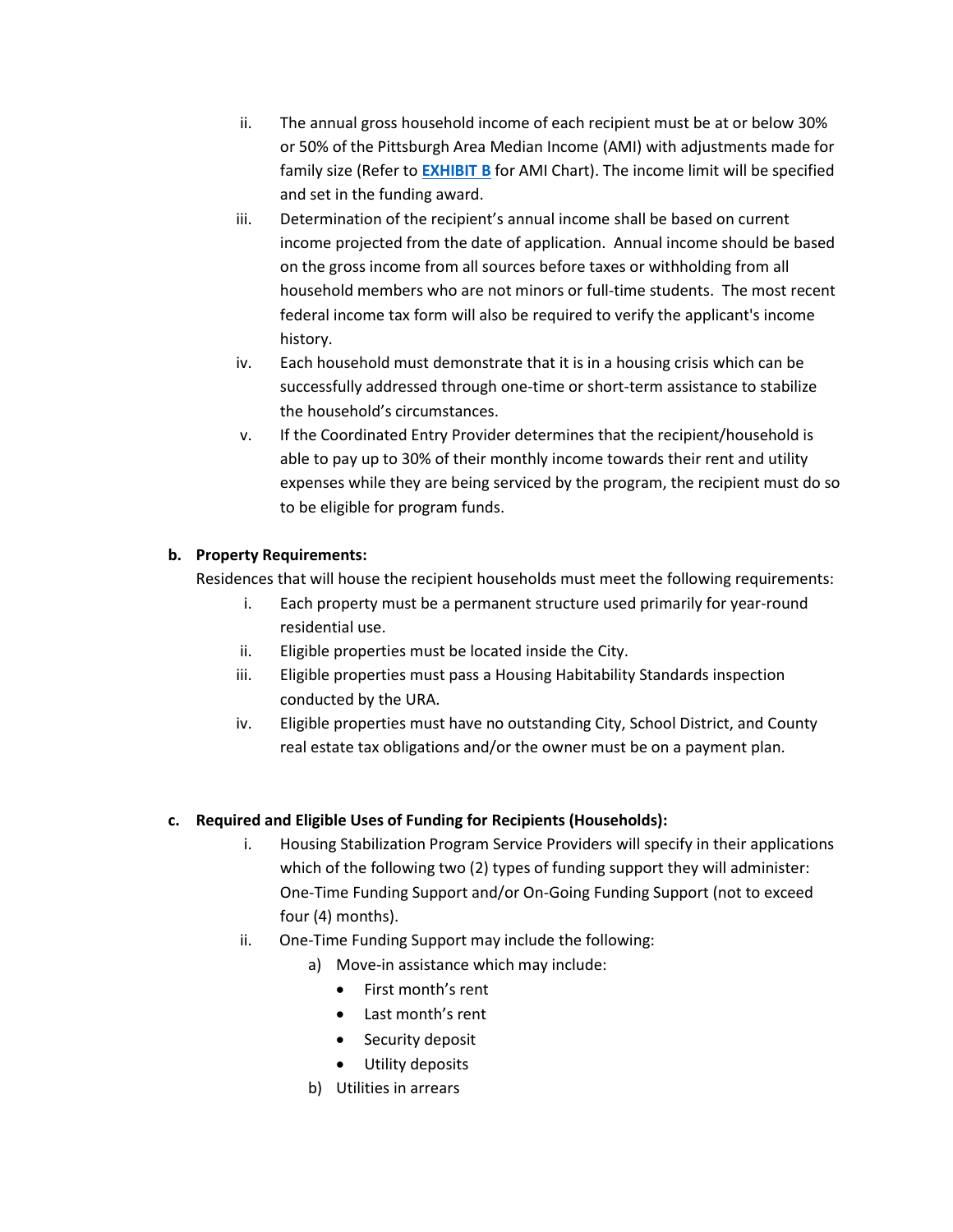ii. The annual gross household income of each recipient must be at or below 30% or 50% of the Pittsburgh Area Median Income (AMI) with adjustments made for family size (Refer to **EXHIBIT B** for AMI Chart). The income limit will be specified and set in the funding award.

iii. Determination of the recipient's annual income shall be based on current income projected from the date of application. Annual income should be based on the gross income from all sources before taxes or withholding from all household members who are not minors or full-time students. The most recent federal income tax form will also be required to verify the applicant's income history.

iv. Each household must demonstrate that it is in a housing crisis which can be successfully addressed through one-time or short-term assistance to stabilize the household's circumstances.

v. If the Coordinated Entry Provider determines that the recipient/household is able to pay up to 30% of their monthly income towards their rent and utility expenses while they are being serviced by the program, the recipient must do so to be eligible for program funds.

**b. Property Requirements:**

Residences that will house the recipient households must meet the following requirements:

i. Each property must be a permanent structure used primarily for year-round residential use.

ii. Eligible properties must be located inside the City.

iii. Eligible properties must pass a Housing Habitability Standards inspection conducted by the URA.

iv. Eligible properties must have no outstanding City, School District, and County real estate tax obligations and/or the owner must be on a payment plan.

**c. Required and Eligible Uses of Funding for Recipients (Households):**

i. Housing Stabilization Program Service Providers will specify in their applications which of the following two (2) types of funding support they will administer: One-Time Funding Support and/or On-Going Funding Support (not to exceed four (4) months).

ii. One-Time Funding Support may include the following:

a) Move-in assistance which may include:
- First month's rent
- Last month's rent
- Security deposit
- Utility deposits

b) Utilities in arrears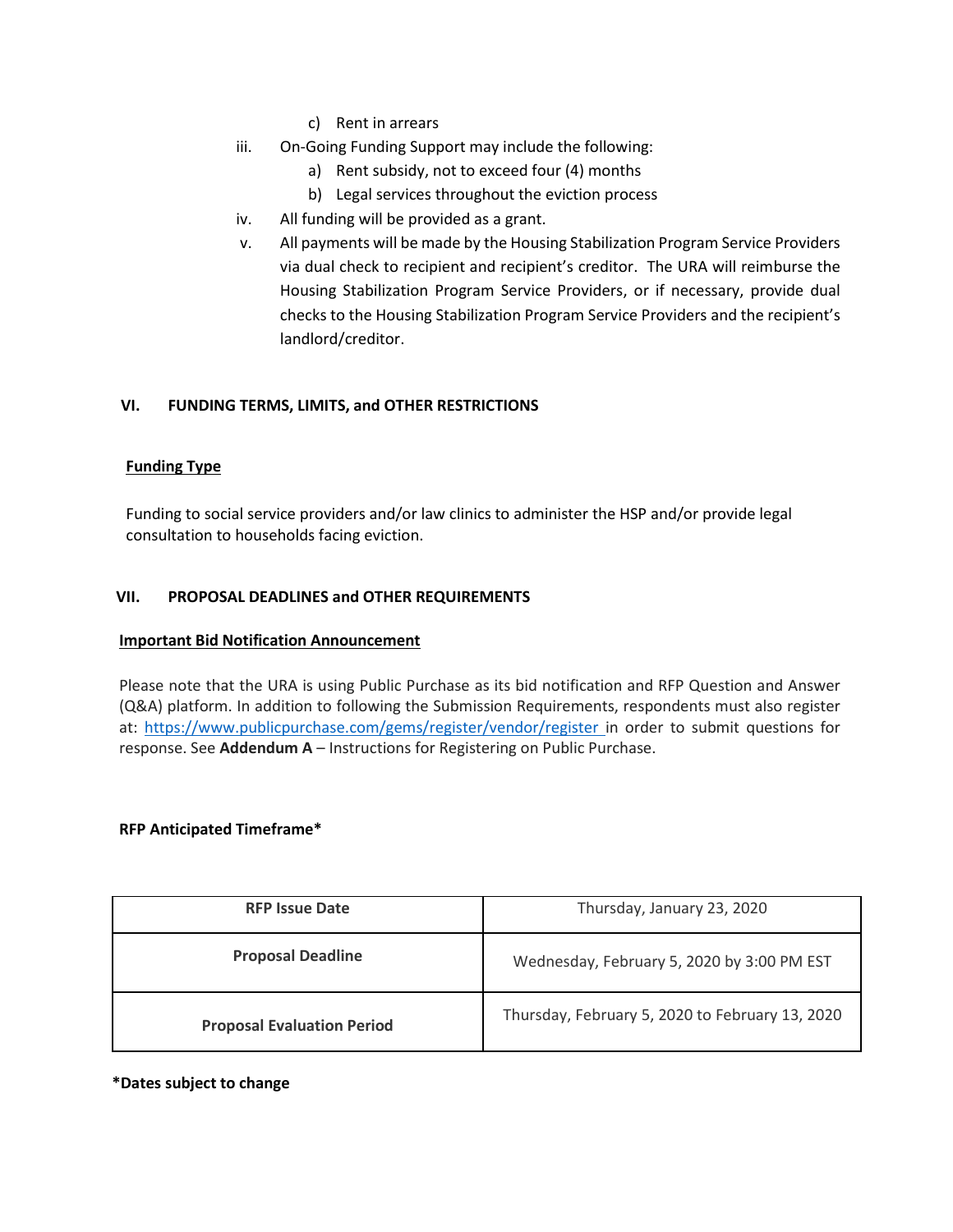c) Rent in arrears

iii. On-Going Funding Support may include the following:
   a) Rent subsidy, not to exceed four (4) months
   b) Legal services throughout the eviction process

iv. All funding will be provided as a grant.

v. All payments will be made by the Housing Stabilization Program Service Providers via dual check to recipient and recipient's creditor. The URA will reimburse the Housing Stabilization Program Service Providers, or if necessary, provide dual checks to the Housing Stabilization Program Service Providers and the recipient's landlord/creditor.

## VI. FUNDING TERMS, LIMITS, and OTHER RESTRICTIONS

**Funding Type**

Funding to social service providers and/or law clinics to administer the HSP and/or provide legal consultation to households facing eviction.

## VII. PROPOSAL DEADLINES and OTHER REQUIREMENTS

**Important Bid Notification Announcement**

Please note that the URA is using Public Purchase as its bid notification and RFP Question and Answer (Q&A) platform. In addition to following the Submission Requirements, respondents must also register at: https://www.publicpurchase.com/gems/register/vendor/register in order to submit questions for response. See **Addendum A** – Instructions for Registering on Public Purchase.

**RFP Anticipated Timeframe***

| **RFP Issue Date** | Thursday, January 23, 2020 |
|---|---|
| **Proposal Deadline** | Wednesday, February 5, 2020 by 3:00 PM EST |
| **Proposal Evaluation Period** | Thursday, February 5, 2020 to February 13, 2020 |

***Dates subject to change**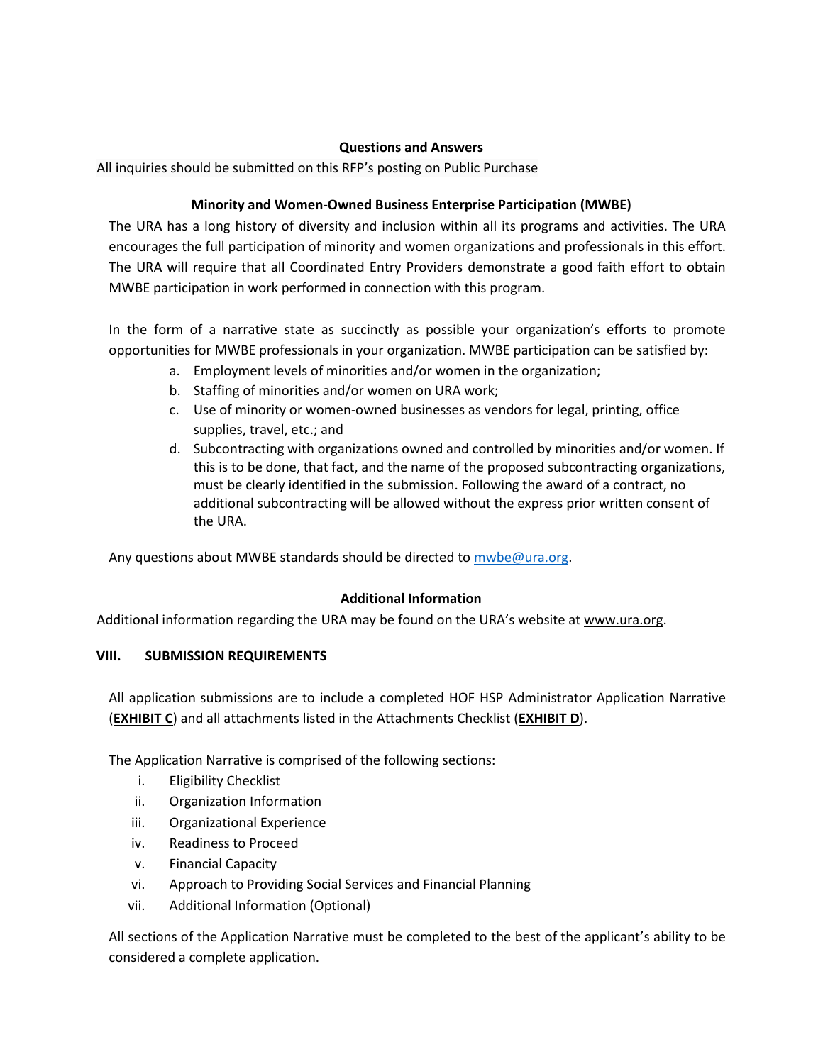### Questions and Answers

All inquiries should be submitted on this RFP's posting on Public Purchase

### Minority and Women-Owned Business Enterprise Participation (MWBE)

The URA has a long history of diversity and inclusion within all its programs and activities. The URA encourages the full participation of minority and women organizations and professionals in this effort. The URA will require that all Coordinated Entry Providers demonstrate a good faith effort to obtain MWBE participation in work performed in connection with this program.

In the form of a narrative state as succinctly as possible your organization's efforts to promote opportunities for MWBE professionals in your organization. MWBE participation can be satisfied by:

a. Employment levels of minorities and/or women in the organization;
b. Staffing of minorities and/or women on URA work;
c. Use of minority or women-owned businesses as vendors for legal, printing, office supplies, travel, etc.; and
d. Subcontracting with organizations owned and controlled by minorities and/or women. If this is to be done, that fact, and the name of the proposed subcontracting organizations, must be clearly identified in the submission. Following the award of a contract, no additional subcontracting will be allowed without the express prior written consent of the URA.

Any questions about MWBE standards should be directed to mwbe@ura.org.

### Additional Information

Additional information regarding the URA may be found on the URA's website at www.ura.org.

## VIII. SUBMISSION REQUIREMENTS

All application submissions are to include a completed HOF HSP Administrator Application Narrative (**EXHIBIT C**) and all attachments listed in the Attachments Checklist (**EXHIBIT D**).

The Application Narrative is comprised of the following sections:

i. Eligibility Checklist
ii. Organization Information
iii. Organizational Experience
iv. Readiness to Proceed
v. Financial Capacity
vi. Approach to Providing Social Services and Financial Planning
vii. Additional Information (Optional)

All sections of the Application Narrative must be completed to the best of the applicant's ability to be considered a complete application.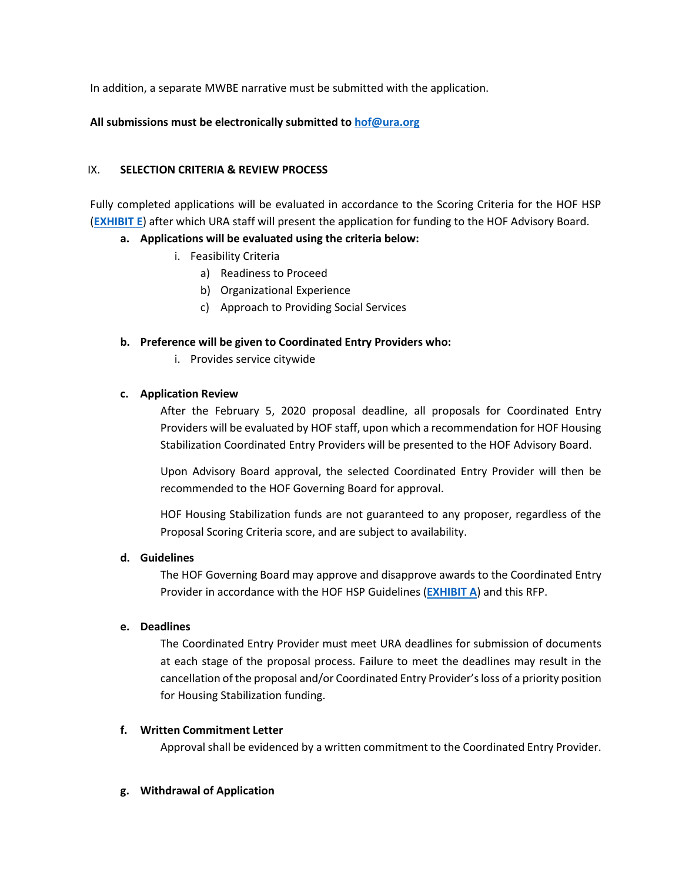In addition, a separate MWBE narrative must be submitted with the application.

**All submissions must be electronically submitted to [hof@ura.org](mailto:hof@ura.org)**

## IX. SELECTION CRITERIA & REVIEW PROCESS

Fully completed applications will be evaluated in accordance to the Scoring Criteria for the HOF HSP (**EXHIBIT E**) after which URA staff will present the application for funding to the HOF Advisory Board.

**a. Applications will be evaluated using the criteria below:**

- i. Feasibility Criteria
  - a) Readiness to Proceed
  - b) Organizational Experience
  - c) Approach to Providing Social Services

**b. Preference will be given to Coordinated Entry Providers who:**

- i. Provides service citywide

**c. Application Review**

After the February 5, 2020 proposal deadline, all proposals for Coordinated Entry Providers will be evaluated by HOF staff, upon which a recommendation for HOF Housing Stabilization Coordinated Entry Providers will be presented to the HOF Advisory Board.

Upon Advisory Board approval, the selected Coordinated Entry Provider will then be recommended to the HOF Governing Board for approval.

HOF Housing Stabilization funds are not guaranteed to any proposer, regardless of the Proposal Scoring Criteria score, and are subject to availability.

**d. Guidelines**

The HOF Governing Board may approve and disapprove awards to the Coordinated Entry Provider in accordance with the HOF HSP Guidelines (**EXHIBIT A**) and this RFP.

**e. Deadlines**

The Coordinated Entry Provider must meet URA deadlines for submission of documents at each stage of the proposal process. Failure to meet the deadlines may result in the cancellation of the proposal and/or Coordinated Entry Provider's loss of a priority position for Housing Stabilization funding.

**f. Written Commitment Letter**

Approval shall be evidenced by a written commitment to the Coordinated Entry Provider.

**g. Withdrawal of Application**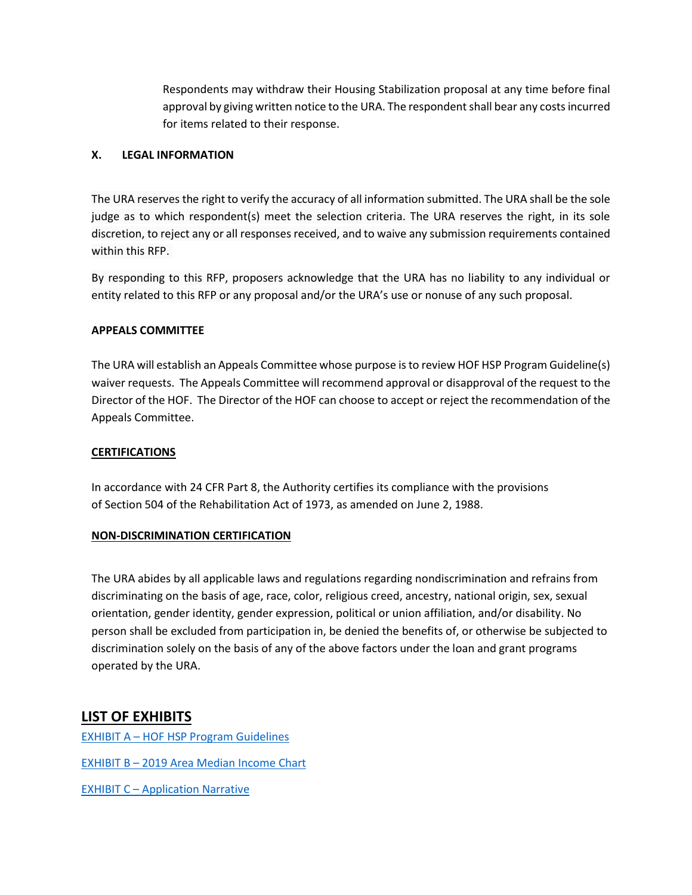Respondents may withdraw their Housing Stabilization proposal at any time before final approval by giving written notice to the URA. The respondent shall bear any costs incurred for items related to their response.

## X. LEGAL INFORMATION

The URA reserves the right to verify the accuracy of all information submitted. The URA shall be the sole judge as to which respondent(s) meet the selection criteria. The URA reserves the right, in its sole discretion, to reject any or all responses received, and to waive any submission requirements contained within this RFP.

By responding to this RFP, proposers acknowledge that the URA has no liability to any individual or entity related to this RFP or any proposal and/or the URA's use or nonuse of any such proposal.

**APPEALS COMMITTEE**

The URA will establish an Appeals Committee whose purpose is to review HOF HSP Program Guideline(s) waiver requests. The Appeals Committee will recommend approval or disapproval of the request to the Director of the HOF. The Director of the HOF can choose to accept or reject the recommendation of the Appeals Committee.

**CERTIFICATIONS**

In accordance with 24 CFR Part 8, the Authority certifies its compliance with the provisions of Section 504 of the Rehabilitation Act of 1973, as amended on June 2, 1988.

**NON-DISCRIMINATION CERTIFICATION**

The URA abides by all applicable laws and regulations regarding nondiscrimination and refrains from discriminating on the basis of age, race, color, religious creed, ancestry, national origin, sex, sexual orientation, gender identity, gender expression, political or union affiliation, and/or disability. No person shall be excluded from participation in, be denied the benefits of, or otherwise be subjected to discrimination solely on the basis of any of the above factors under the loan and grant programs operated by the URA.

## LIST OF EXHIBITS

EXHIBIT A – HOF HSP Program Guidelines

EXHIBIT B – 2019 Area Median Income Chart

EXHIBIT C – Application Narrative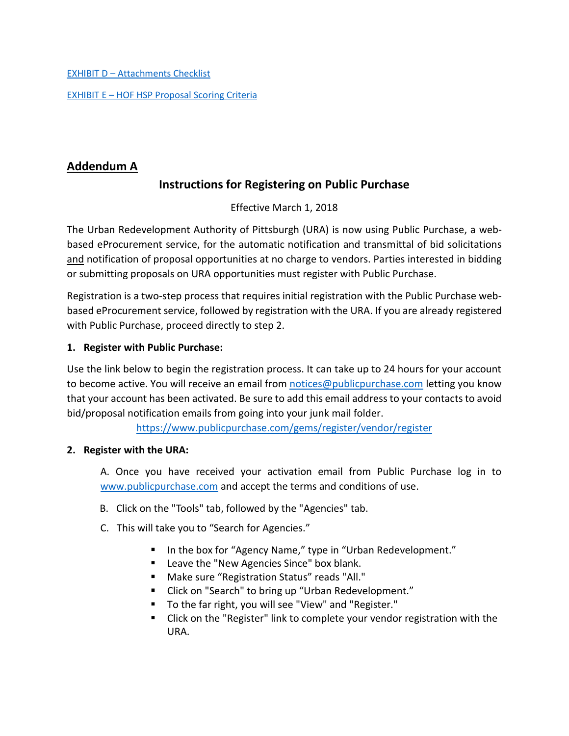[EXHIBIT D – Attachments Checklist]

[EXHIBIT E – HOF HSP Proposal Scoring Criteria]

## Addendum A

### Instructions for Registering on Public Purchase

Effective March 1, 2018

The Urban Redevelopment Authority of Pittsburgh (URA) is now using Public Purchase, a web-based eProcurement service, for the automatic notification and transmittal of bid solicitations and notification of proposal opportunities at no charge to vendors. Parties interested in bidding or submitting proposals on URA opportunities must register with Public Purchase.

Registration is a two-step process that requires initial registration with the Public Purchase web-based eProcurement service, followed by registration with the URA. If you are already registered with Public Purchase, proceed directly to step 2.

**1. Register with Public Purchase:**

Use the link below to begin the registration process. It can take up to 24 hours for your account to become active. You will receive an email from notices@publicpurchase.com letting you know that your account has been activated. Be sure to add this email address to your contacts to avoid bid/proposal notification emails from going into your junk mail folder.

https://www.publicpurchase.com/gems/register/vendor/register

**2. Register with the URA:**

A. Once you have received your activation email from Public Purchase log in to www.publicpurchase.com and accept the terms and conditions of use.

B. Click on the "Tools" tab, followed by the "Agencies" tab.

C. This will take you to “Search for Agencies.”

- In the box for “Agency Name,” type in “Urban Redevelopment.”
- Leave the "New Agencies Since" box blank.
- Make sure “Registration Status” reads "All."
- Click on "Search" to bring up “Urban Redevelopment.”
- To the far right, you will see "View" and "Register."
- Click on the "Register" link to complete your vendor registration with the URA.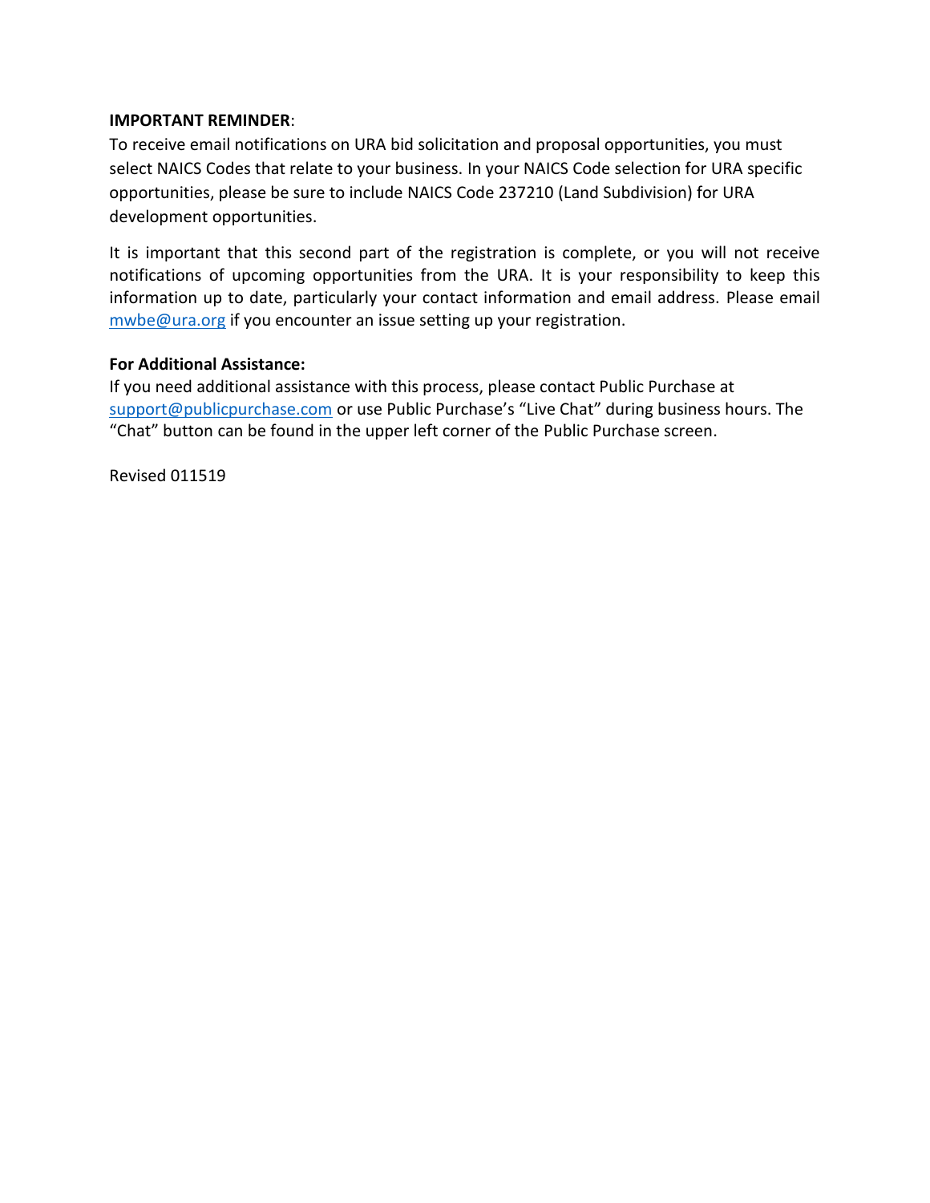**IMPORTANT REMINDER**:
To receive email notifications on URA bid solicitation and proposal opportunities, you must select NAICS Codes that relate to your business. In your NAICS Code selection for URA specific opportunities, please be sure to include NAICS Code 237210 (Land Subdivision) for URA development opportunities.

It is important that this second part of the registration is complete, or you will not receive notifications of upcoming opportunities from the URA. It is your responsibility to keep this information up to date, particularly your contact information and email address. Please email mwbe@ura.org if you encounter an issue setting up your registration.

**For Additional Assistance:**
If you need additional assistance with this process, please contact Public Purchase at support@publicpurchase.com or use Public Purchase's "Live Chat" during business hours. The "Chat" button can be found in the upper left corner of the Public Purchase screen.

Revised 011519